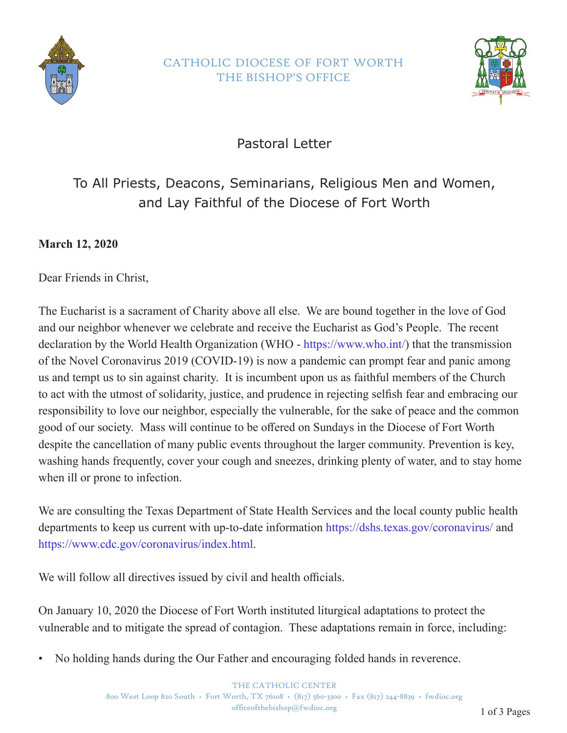CATHOLIC DIOCESE OF FORT WORTH
THE BISHOP'S OFFICE

# Pastoral Letter

## To All Priests, Deacons, Seminarians, Religious Men and Women, and Lay Faithful of the Diocese of Fort Worth

**March 12, 2020**

Dear Friends in Christ,

The Eucharist is a sacrament of Charity above all else. We are bound together in the love of God and our neighbor whenever we celebrate and receive the Eucharist as God's People. The recent declaration by the World Health Organization (WHO - https://www.who.int/) that the transmission of the Novel Coronavirus 2019 (COVID-19) is now a pandemic can prompt fear and panic among us and tempt us to sin against charity. It is incumbent upon us as faithful members of the Church to act with the utmost of solidarity, justice, and prudence in rejecting selfish fear and embracing our responsibility to love our neighbor, especially the vulnerable, for the sake of peace and the common good of our society. Mass will continue to be offered on Sundays in the Diocese of Fort Worth despite the cancellation of many public events throughout the larger community. Prevention is key, washing hands frequently, cover your cough and sneezes, drinking plenty of water, and to stay home when ill or prone to infection.

We are consulting the Texas Department of State Health Services and the local county public health departments to keep us current with up-to-date information https://dshs.texas.gov/coronavirus/ and https://www.cdc.gov/coronavirus/index.html.

We will follow all directives issued by civil and health officials.

On January 10, 2020 the Diocese of Fort Worth instituted liturgical adaptations to protect the vulnerable and to mitigate the spread of contagion. These adaptations remain in force, including:

- No holding hands during the Our Father and encouraging folded hands in reverence.

THE CATHOLIC CENTER
800 West Loop 820 South • Fort Worth, TX 76108 • (817) 560-3300 • Fax (817) 244-8839 • fwdioc.org
officeofthebishop@fwdioc.org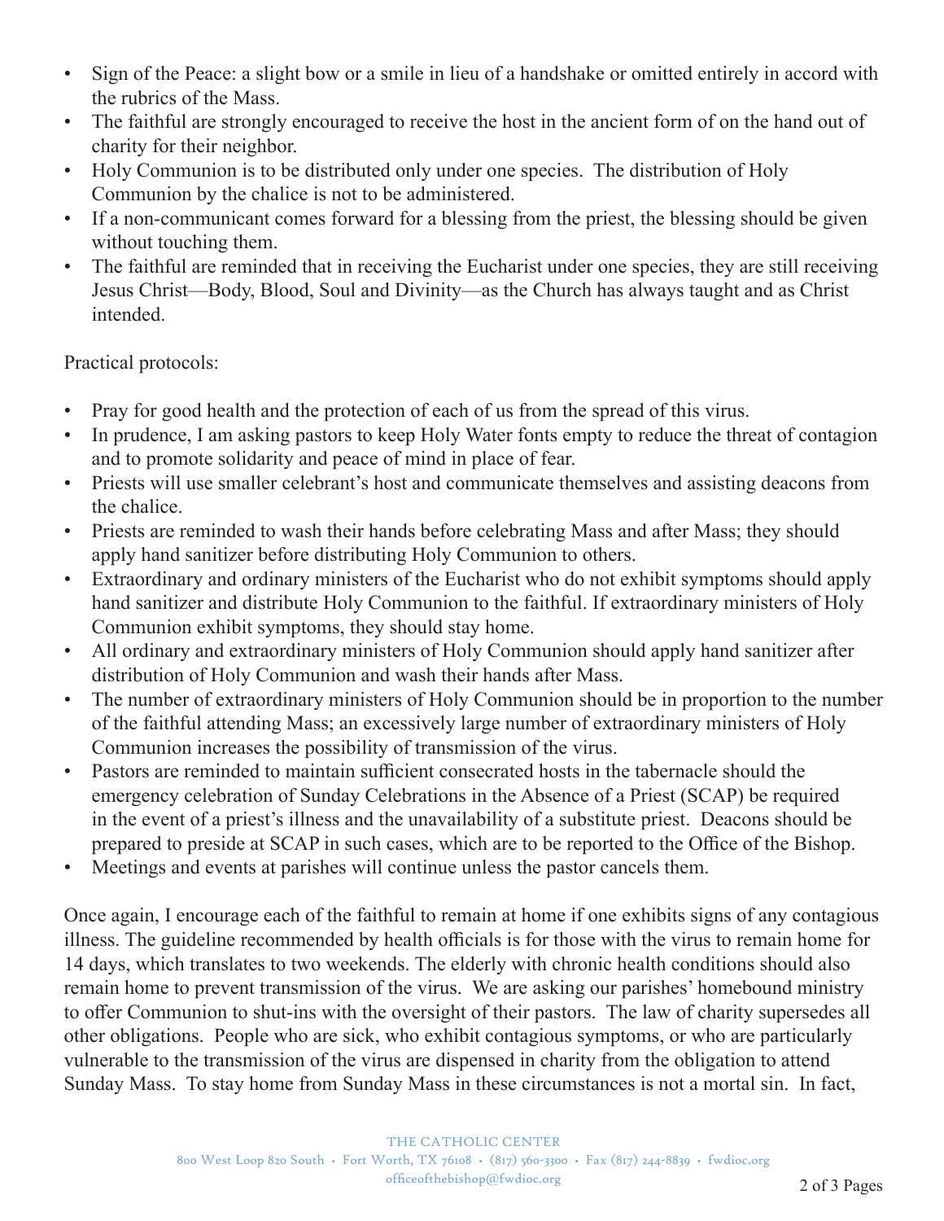- Sign of the Peace: a slight bow or a smile in lieu of a handshake or omitted entirely in accord with the rubrics of the Mass.
- The faithful are strongly encouraged to receive the host in the ancient form of on the hand out of charity for their neighbor.
- Holy Communion is to be distributed only under one species. The distribution of Holy Communion by the chalice is not to be administered.
- If a non-communicant comes forward for a blessing from the priest, the blessing should be given without touching them.
- The faithful are reminded that in receiving the Eucharist under one species, they are still receiving Jesus Christ—Body, Blood, Soul and Divinity—as the Church has always taught and as Christ intended.

Practical protocols:

- Pray for good health and the protection of each of us from the spread of this virus.
- In prudence, I am asking pastors to keep Holy Water fonts empty to reduce the threat of contagion and to promote solidarity and peace of mind in place of fear.
- Priests will use smaller celebrant's host and communicate themselves and assisting deacons from the chalice.
- Priests are reminded to wash their hands before celebrating Mass and after Mass; they should apply hand sanitizer before distributing Holy Communion to others.
- Extraordinary and ordinary ministers of the Eucharist who do not exhibit symptoms should apply hand sanitizer and distribute Holy Communion to the faithful. If extraordinary ministers of Holy Communion exhibit symptoms, they should stay home.
- All ordinary and extraordinary ministers of Holy Communion should apply hand sanitizer after distribution of Holy Communion and wash their hands after Mass.
- The number of extraordinary ministers of Holy Communion should be in proportion to the number of the faithful attending Mass; an excessively large number of extraordinary ministers of Holy Communion increases the possibility of transmission of the virus.
- Pastors are reminded to maintain sufficient consecrated hosts in the tabernacle should the emergency celebration of Sunday Celebrations in the Absence of a Priest (SCAP) be required in the event of a priest's illness and the unavailability of a substitute priest. Deacons should be prepared to preside at SCAP in such cases, which are to be reported to the Office of the Bishop.
- Meetings and events at parishes will continue unless the pastor cancels them.

Once again, I encourage each of the faithful to remain at home if one exhibits signs of any contagious illness. The guideline recommended by health officials is for those with the virus to remain home for 14 days, which translates to two weekends. The elderly with chronic health conditions should also remain home to prevent transmission of the virus. We are asking our parishes' homebound ministry to offer Communion to shut-ins with the oversight of their pastors. The law of charity supersedes all other obligations. People who are sick, who exhibit contagious symptoms, or who are particularly vulnerable to the transmission of the virus are dispensed in charity from the obligation to attend Sunday Mass. To stay home from Sunday Mass in these circumstances is not a mortal sin. In fact,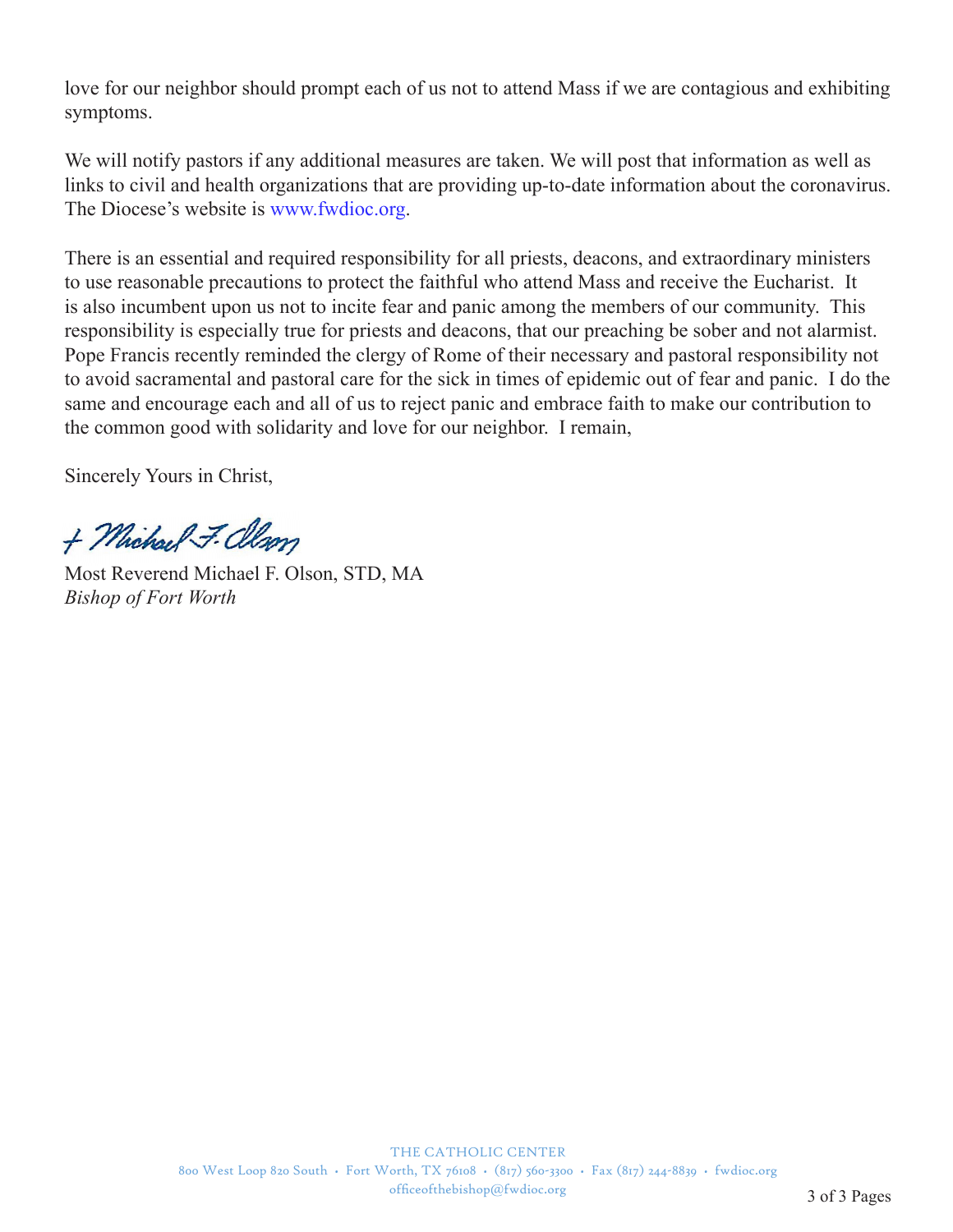love for our neighbor should prompt each of us not to attend Mass if we are contagious and exhibiting symptoms.

We will notify pastors if any additional measures are taken. We will post that information as well as links to civil and health organizations that are providing up-to-date information about the coronavirus. The Diocese's website is www.fwdioc.org.

There is an essential and required responsibility for all priests, deacons, and extraordinary ministers to use reasonable precautions to protect the faithful who attend Mass and receive the Eucharist. It is also incumbent upon us not to incite fear and panic among the members of our community. This responsibility is especially true for priests and deacons, that our preaching be sober and not alarmist. Pope Francis recently reminded the clergy of Rome of their necessary and pastoral responsibility not to avoid sacramental and pastoral care for the sick in times of epidemic out of fear and panic. I do the same and encourage each and all of us to reject panic and embrace faith to make our contribution to the common good with solidarity and love for our neighbor. I remain,

Sincerely Yours in Christ,

+ Michael F. Olson

Most Reverend Michael F. Olson, STD, MA
*Bishop of Fort Worth*

THE CATHOLIC CENTER
800 West Loop 820 South • Fort Worth, TX 76108 • (817) 560-3300 • Fax (817) 244-8839 • fwdioc.org
officeofthebishop@fwdioc.org